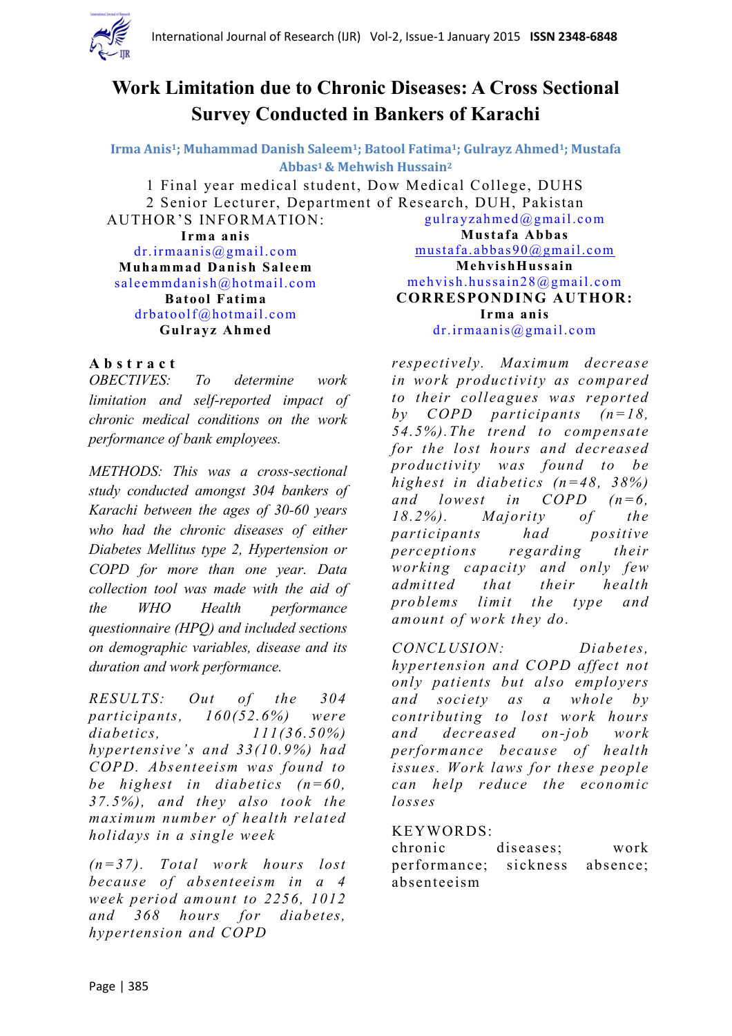# Work Limitation due to Chronic Diseases: A Cross Sectional Survey Conducted in Bankers of Karachi

**Irma Anis[1]; Muhammad Danish Saleem[1]; Batool Fatima[1]; Gulrayz Ahmed[1]; Mustafa Abbas[1] & Mehwish Hussain[2]**

1 Final year medical student, Dow Medical College, DUHS
2 Senior Lecturer, Department of Research, DUH, Pakistan

AUTHOR'S INFORMATION:

**Irma anis**
dr.irmaanis@gmail.com

**Muhammad Danish Saleem**
saleemmdanish@hotmail.com

**Batool Fatima**
drbatoolf@hotmail.com

**Gulrayz Ahmed**
gulrayzahmed@gmail.com

**Mustafa Abbas**
mustafa.abbas90@gmail.com

**MehvishHussain**
mehvish.hussain28@gmail.com

**CORRESPONDING AUTHOR:**

**Irma anis**
dr.irmaanis@gmail.com

## Abstract

*OBJECTIVES: To determine work limitation and self-reported impact of chronic medical conditions on the work performance of bank employees.*

*METHODS: This was a cross-sectional study conducted amongst 304 bankers of Karachi between the ages of 30-60 years who had the chronic diseases of either Diabetes Mellitus type 2, Hypertension or COPD for more than one year. Data collection tool was made with the aid of the WHO Health performance questionnaire (HPQ) and included sections on demographic variables, disease and its duration and work performance.*

*RESULTS: Out of the 304 participants, 160(52.6%) were diabetics, 111(36.50%) hypertensive's and 33(10.9%) had COPD. Absenteeism was found to be highest in diabetics (n=60, 37.5%), and they also took the maximum number of health related holidays in a single week (n=37). Total work hours lost because of absenteeism in a 4 week period amount to 2256, 1012 and 368 hours for diabetes, hypertension and COPD respectively. Maximum decrease in work productivity as compared to their colleagues was reported by COPD participants (n=18, 54.5%).The trend to compensate for the lost hours and decreased productivity was found to be highest in diabetics (n=48, 38%) and lowest in COPD (n=6, 18.2%). Majority of the participants had positive perceptions regarding their working capacity and only few admitted that their health problems limit the type and amount of work they do.*

*CONCLUSION: Diabetes, hypertension and COPD affect not only patients but also employers and society as a whole by contributing to lost work hours and decreased on-job work performance because of health issues. Work laws for these people can help reduce the economic losses*

KEYWORDS:
chronic diseases; work performance; sickness absence; absenteeism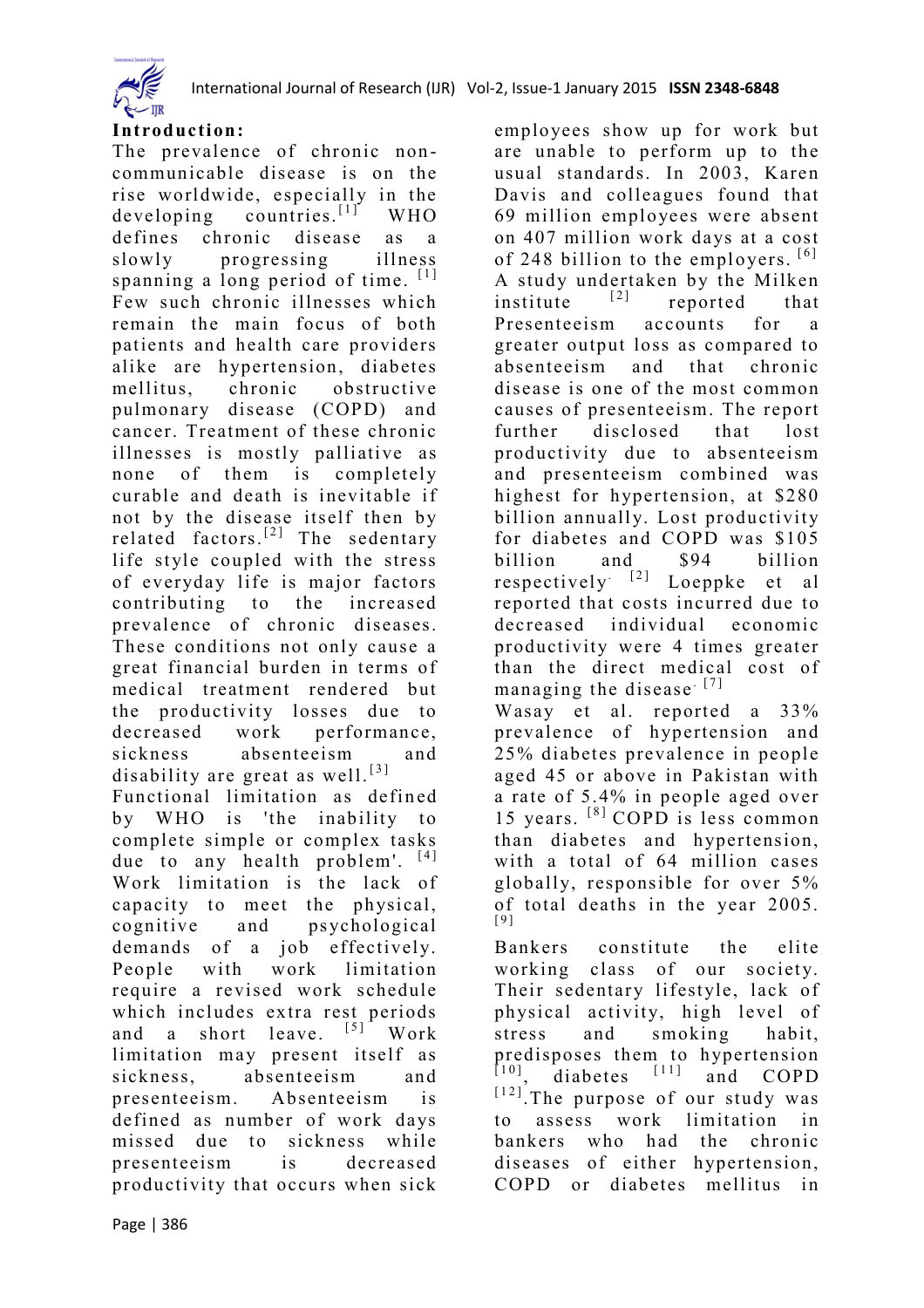## Introduction:

The prevalence of chronic non-communicable disease is on the rise worldwide, especially in the developing countries.[1] WHO defines chronic disease as a slowly progressing illness spanning a long period of time. [1] Few such chronic illnesses which remain the main focus of both patients and health care providers alike are hypertension, diabetes mellitus, chronic obstructive pulmonary disease (COPD) and cancer. Treatment of these chronic illnesses is mostly palliative as none of them is completely curable and death is inevitable if not by the disease itself then by related factors.[2] The sedentary life style coupled with the stress of everyday life is major factors contributing to the increased prevalence of chronic diseases. These conditions not only cause a great financial burden in terms of medical treatment rendered but the productivity losses due to decreased work performance, sickness absenteeism and disability are great as well.[3]

Functional limitation as defined by WHO is 'the inability to complete simple or complex tasks due to any health problem'. [4] Work limitation is the lack of capacity to meet the physical, cognitive and psychological demands of a job effectively. People with work limitation require a revised work schedule which includes extra rest periods and a short leave. [5] Work limitation may present itself as sickness, absenteeism and presenteeism. Absenteeism is defined as number of work days missed due to sickness while presenteeism is decreased productivity that occurs when sick employees show up for work but are unable to perform up to the usual standards. In 2003, Karen Davis and colleagues found that 69 million employees were absent on 407 million work days at a cost of 248 billion to the employers. [6] A study undertaken by the Milken institute [2] reported that Presenteeism accounts for a greater output loss as compared to absenteeism and that chronic disease is one of the most common causes of presenteeism. The report further disclosed that lost productivity due to absenteeism and presenteeism combined was highest for hypertension, at $280 billion annually. Lost productivity for diabetes and COPD was $105 billion and $94 billion respectively. [2] Loeppke et al reported that costs incurred due to decreased individual economic productivity were 4 times greater than the direct medical cost of managing the disease. [7]

Wasay et al. reported a 33% prevalence of hypertension and 25% diabetes prevalence in people aged 45 or above in Pakistan with a rate of 5.4% in people aged over 15 years. [8] COPD is less common than diabetes and hypertension, with a total of 64 million cases globally, responsible for over 5% of total deaths in the year 2005. [9]

Bankers constitute the elite working class of our society. Their sedentary lifestyle, lack of physical activity, high level of stress and smoking habit, predisposes them to hypertension [10], diabetes [11] and COPD [12]. The purpose of our study was to assess work limitation in bankers who had the chronic diseases of either hypertension, COPD or diabetes mellitus in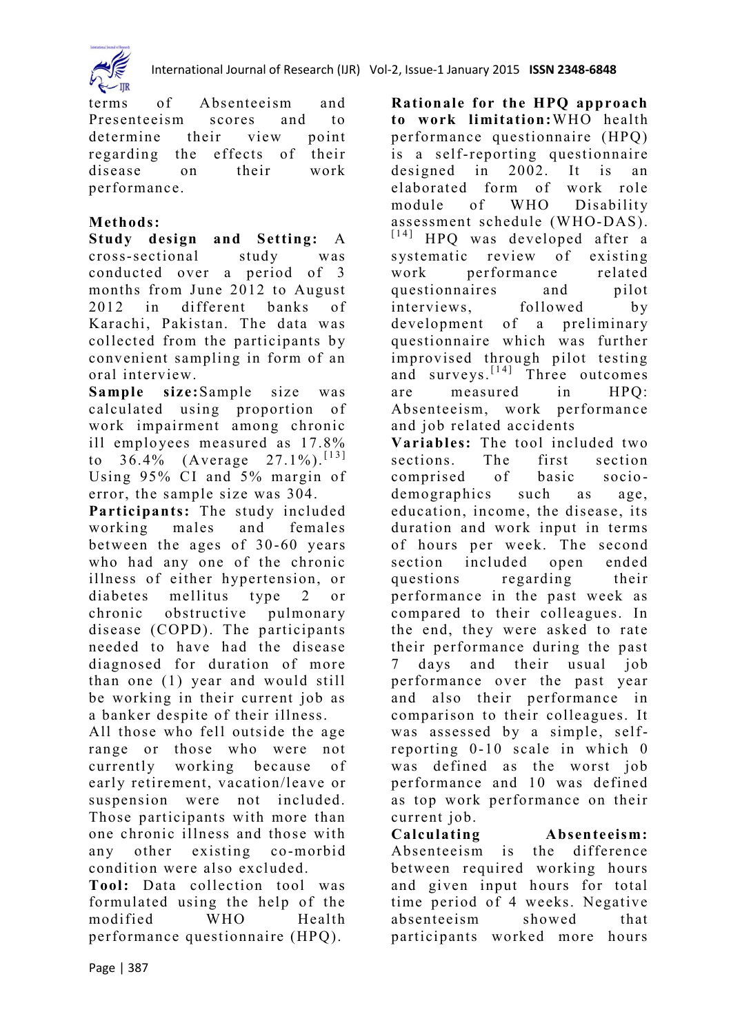terms of Absenteeism and Presenteeism scores and to determine their view point regarding the effects of their disease on their work performance.

## Methods:

**Study design and Setting:** A cross-sectional study was conducted over a period of 3 months from June 2012 to August 2012 in different banks of Karachi, Pakistan. The data was collected from the participants by convenient sampling in form of an oral interview.

**Sample size:** Sample size was calculated using proportion of work impairment among chronic ill employees measured as 17.8% to 36.4% (Average 27.1%).[13] Using 95% CI and 5% margin of error, the sample size was 304.

**Participants:** The study included working males and females between the ages of 30-60 years who had any one of the chronic illness of either hypertension, or diabetes mellitus type 2 or chronic obstructive pulmonary disease (COPD). The participants needed to have had the disease diagnosed for duration of more than one (1) year and would still be working in their current job as a banker despite of their illness.

All those who fell outside the age range or those who were not currently working because of early retirement, vacation/leave or suspension were not included. Those participants with more than one chronic illness and those with any other existing co-morbid condition were also excluded.

**Tool:** Data collection tool was formulated using the help of the modified WHO Health performance questionnaire (HPQ).

**Rationale for the HPQ approach to work limitation:** WHO health performance questionnaire (HPQ) is a self-reporting questionnaire designed in 2002. It is an elaborated form of work role module of WHO Disability assessment schedule (WHO-DAS).[14] HPQ was developed after a systematic review of existing work performance related questionnaires and pilot interviews, followed by development of a preliminary questionnaire which was further improvised through pilot testing and surveys.[14] Three outcomes are measured in HPQ: Absenteeism, work performance and job related accidents

**Variables:** The tool included two sections. The first section comprised of basic socio-demographics such as age, education, income, the disease, its duration and work input in terms of hours per week. The second section included open ended questions regarding their performance in the past week as compared to their colleagues. In the end, they were asked to rate their performance during the past 7 days and their usual job performance over the past year and also their performance in comparison to their colleagues. It was assessed by a simple, self-reporting 0-10 scale in which 0 was defined as the worst job performance and 10 was defined as top work performance on their current job.

**Calculating Absenteeism:** Absenteeism is the difference between required working hours and given input hours for total time period of 4 weeks. Negative absenteeism showed that participants worked more hours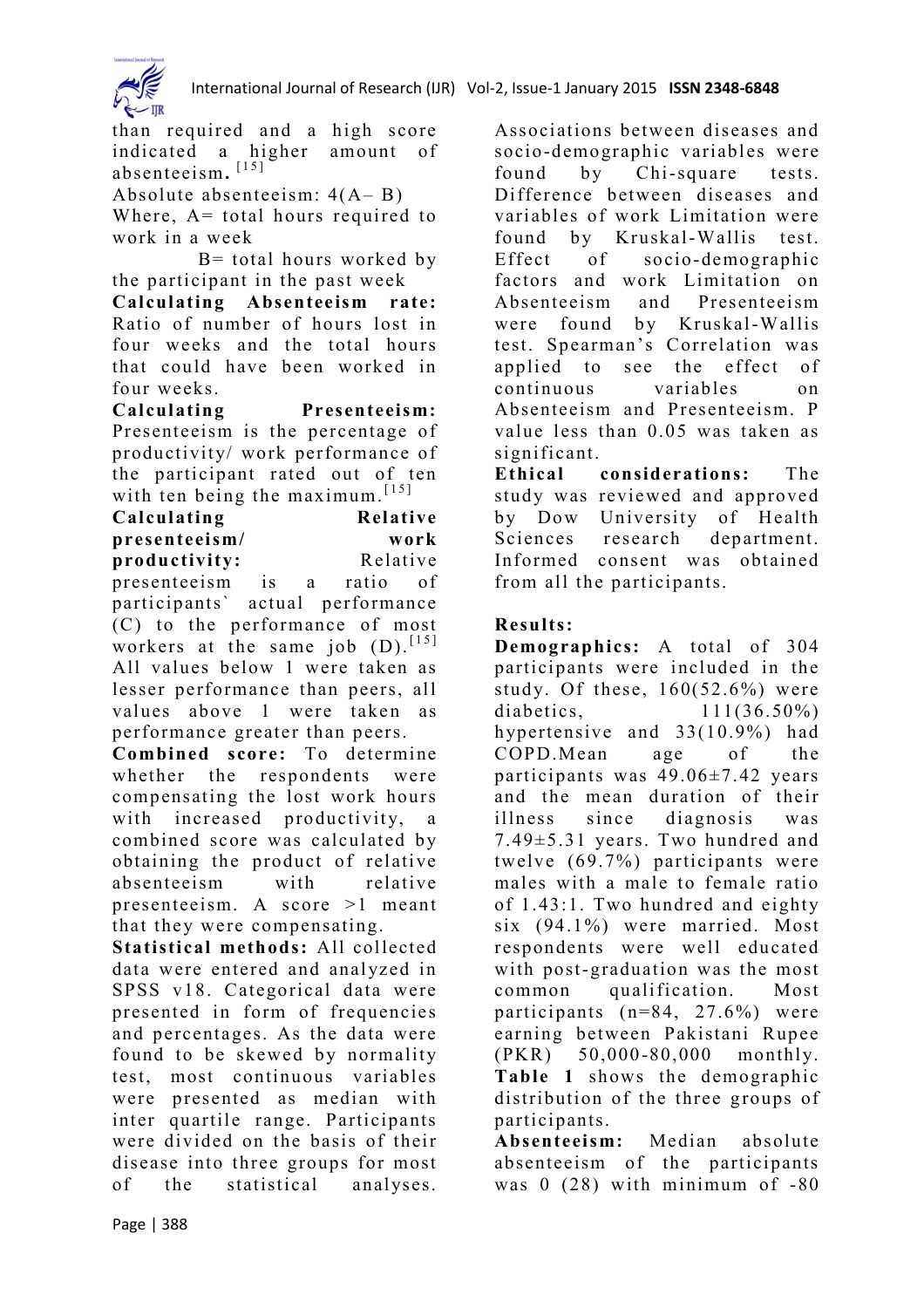than required and a high score indicated a higher amount of absenteeism.[15]

Absolute absenteeism: $4(A - B)$

Where, A= total hours required to work in a week

B= total hours worked by the participant in the past week

**Calculating Absenteeism rate:** Ratio of number of hours lost in four weeks and the total hours that could have been worked in four weeks.

**Calculating Presenteeism:** Presenteeism is the percentage of productivity/ work performance of the participant rated out of ten with ten being the maximum.[15]

**Calculating Relative presenteeism/ work productivity:** Relative presenteeism is a ratio of participants` actual performance (C) to the performance of most workers at the same job (D).[15] All values below 1 were taken as lesser performance than peers, all values above 1 were taken as performance greater than peers.

**Combined score:** To determine whether the respondents were compensating the lost work hours with increased productivity, a combined score was calculated by obtaining the product of relative absenteeism with relative presenteeism. A score >1 meant that they were compensating.

**Statistical methods:** All collected data were entered and analyzed in SPSS v18. Categorical data were presented in form of frequencies and percentages. As the data were found to be skewed by normality test, most continuous variables were presented as median with inter quartile range. Participants were divided on the basis of their disease into three groups for most of the statistical analyses. Associations between diseases and socio-demographic variables were found by Chi-square tests. Difference between diseases and variables of work Limitation were found by Kruskal-Wallis test. Effect of socio-demographic factors and work Limitation on Absenteeism and Presenteeism were found by Kruskal-Wallis test. Spearman's Correlation was applied to see the effect of continuous variables on Absenteeism and Presenteeism. P value less than 0.05 was taken as significant.

**Ethical considerations:** The study was reviewed and approved by Dow University of Health Sciences research department. Informed consent was obtained from all the participants.

**Results:**

**Demographics:** A total of 304 participants were included in the study. Of these, 160(52.6%) were diabetics, 111(36.50%) hypertensive and 33(10.9%) had COPD.Mean age of the participants was 49.06±7.42 years and the mean duration of their illness since diagnosis was 7.49±5.31 years. Two hundred and twelve (69.7%) participants were males with a male to female ratio of 1.43:1. Two hundred and eighty six (94.1%) were married. Most respondents were well educated with post-graduation was the most common qualification. Most participants (n=84, 27.6%) were earning between Pakistani Rupee (PKR) 50,000-80,000 monthly. **Table 1** shows the demographic distribution of the three groups of participants.

**Absenteeism:** Median absolute absenteeism of the participants was 0 (28) with minimum of -80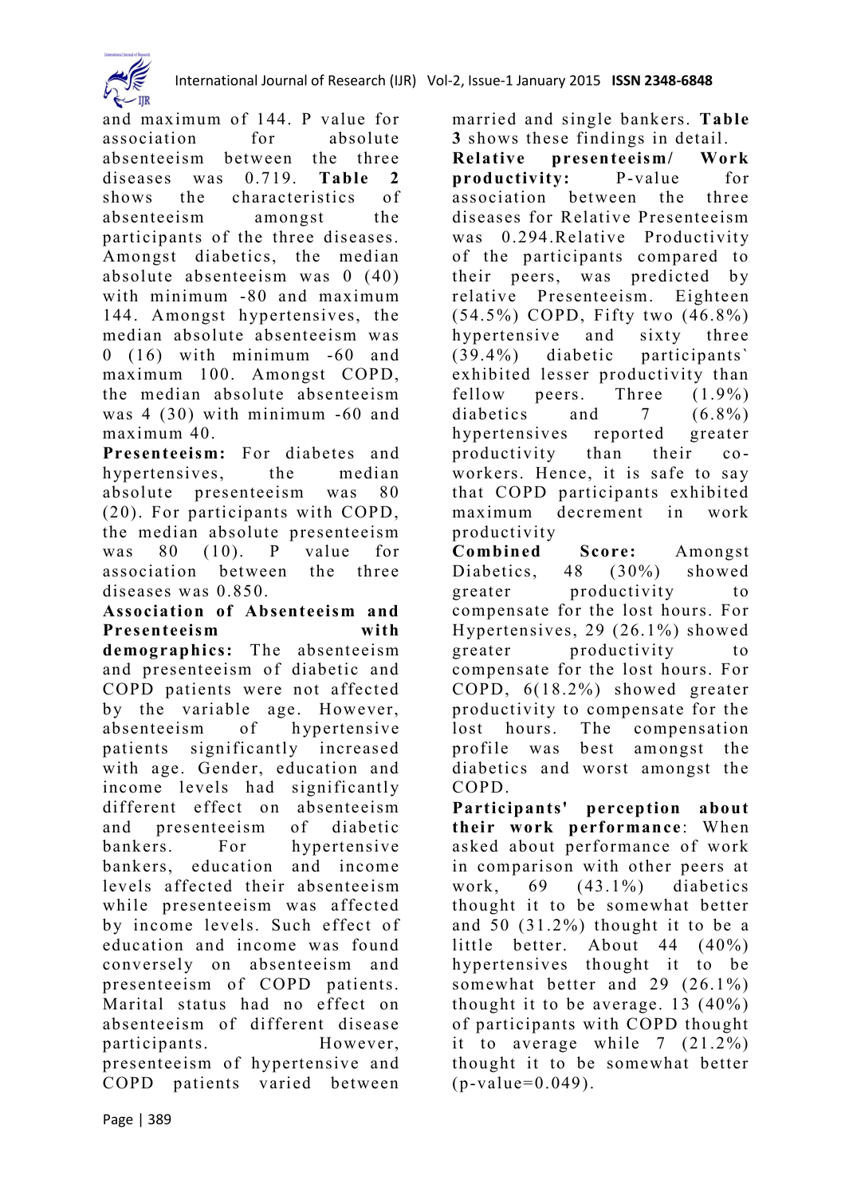and maximum of 144. P value for association for absolute absenteeism between the three diseases was 0.719. **Table 2** shows the characteristics of absenteeism amongst the participants of the three diseases. Amongst diabetics, the median absolute absenteeism was 0 (40) with minimum -80 and maximum 144. Amongst hypertensives, the median absolute absenteeism was 0 (16) with minimum -60 and maximum 100. Amongst COPD, the median absolute absenteeism was 4 (30) with minimum -60 and maximum 40.

**Presenteeism:** For diabetes and hypertensives, the median absolute presenteeism was 80 (20). For participants with COPD, the median absolute presenteeism was 80 (10). P value for association between the three diseases was 0.850.

**Association of Absenteeism and Presenteeism with demographics:** The absenteeism and presenteeism of diabetic and COPD patients were not affected by the variable age. However, absenteeism of hypertensive patients significantly increased with age. Gender, education and income levels had significantly different effect on absenteeism and presenteeism of diabetic bankers. For hypertensive bankers, education and income levels affected their absenteeism while presenteeism was affected by income levels. Such effect of education and income was found conversely on absenteeism and presenteeism of COPD patients. Marital status had no effect on absenteeism of different disease participants. However, presenteeism of hypertensive and COPD patients varied between married and single bankers. **Table 3** shows these findings in detail.

**Relative presenteeism/ Work productivity:** P-value for association between the three diseases for Relative Presenteeism was 0.294.Relative Productivity of the participants compared to their peers, was predicted by relative Presenteeism. Eighteen (54.5%) COPD, Fifty two (46.8%) hypertensive and sixty three (39.4%) diabetic participants` exhibited lesser productivity than fellow peers. Three (1.9%) diabetics and 7 (6.8%) hypertensives reported greater productivity than their co-workers. Hence, it is safe to say that COPD participants exhibited maximum decrement in work productivity

**Combined Score:** Amongst Diabetics, 48 (30%) showed greater productivity to compensate for the lost hours. For Hypertensives, 29 (26.1%) showed greater productivity to compensate for the lost hours. For COPD, 6(18.2%) showed greater productivity to compensate for the lost hours. The compensation profile was best amongst the diabetics and worst amongst the COPD.

**Participants' perception about their work performance**: When asked about performance of work in comparison with other peers at work, 69 (43.1%) diabetics thought it to be somewhat better and 50 (31.2%) thought it to be a little better. About 44 (40%) hypertensives thought it to be somewhat better and 29 (26.1%) thought it to be average. 13 (40%) of participants with COPD thought it to average while 7 (21.2%) thought it to be somewhat better (p-value=0.049).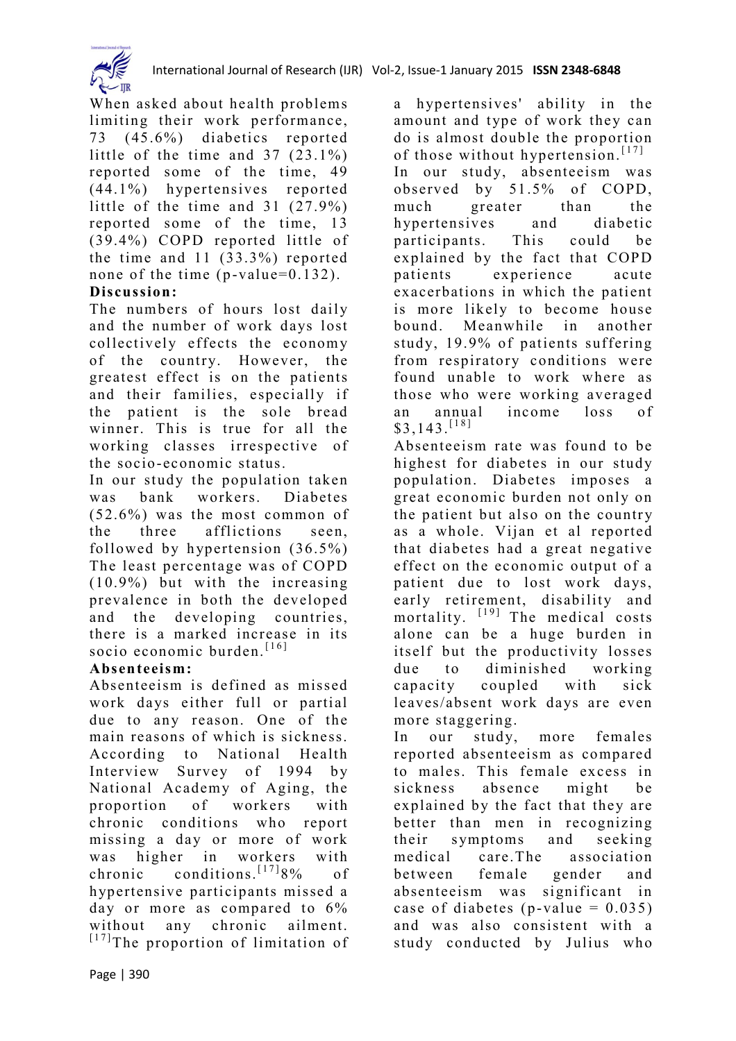When asked about health problems limiting their work performance, 73 (45.6%) diabetics reported little of the time and 37 (23.1%) reported some of the time, 49 (44.1%) hypertensives reported little of the time and 31 (27.9%) reported some of the time, 13 (39.4%) COPD reported little of the time and 11 (33.3%) reported none of the time (p-value=0.132).

## Discussion:

The numbers of hours lost daily and the number of work days lost collectively effects the economy of the country. However, the greatest effect is on the patients and their families, especially if the patient is the sole bread winner. This is true for all the working classes irrespective of the socio-economic status.

In our study the population taken was bank workers. Diabetes (52.6%) was the most common of the three afflictions seen, followed by hypertension (36.5%) The least percentage was of COPD (10.9%) but with the increasing prevalence in both the developed and the developing countries, there is a marked increase in its socio economic burden.[16]

### Absenteeism:

Absenteeism is defined as missed work days either full or partial due to any reason. One of the main reasons of which is sickness. According to National Health Interview Survey of 1994 by National Academy of Aging, the proportion of workers with chronic conditions who report missing a day or more of work was higher in workers with chronic conditions.[17] 8% of hypertensive participants missed a day or more as compared to 6% without any chronic ailment. [17] The proportion of limitation of a hypertensives' ability in the amount and type of work they can do is almost double the proportion of those without hypertension.[17]

In our study, absenteeism was observed by 51.5% of COPD, much greater than the hypertensives and diabetic participants. This could be explained by the fact that COPD patients experience acute exacerbations in which the patient is more likely to become house bound. Meanwhile in another study, 19.9% of patients suffering from respiratory conditions were found unable to work where as those who were working averaged an annual income loss of $3,143.[18]

Absenteeism rate was found to be highest for diabetes in our study population. Diabetes imposes a great economic burden not only on the patient but also on the country as a whole. Vijan et al reported that diabetes had a great negative effect on the economic output of a patient due to lost work days, early retirement, disability and mortality. [19] The medical costs alone can be a huge burden in itself but the productivity losses due to diminished working capacity coupled with sick leaves/absent work days are even more staggering.

In our study, more females reported absenteeism as compared to males. This female excess in sickness absence might be explained by the fact that they are better than men in recognizing their symptoms and seeking medical care.The association between female gender and absenteeism was significant in case of diabetes (p-value = 0.035) and was also consistent with a study conducted by Julius who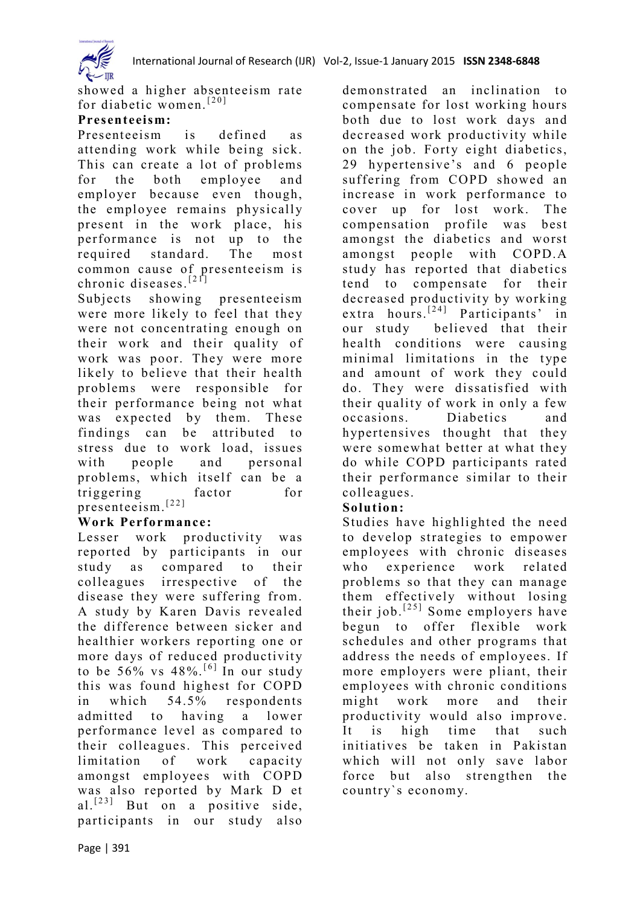showed a higher absenteeism rate for diabetic women.[20]

**Presenteeism:**

Presenteeism is defined as attending work while being sick. This can create a lot of problems for the both employee and employer because even though, the employee remains physically present in the work place, his performance is not up to the required standard. The most common cause of presenteeism is chronic diseases.[21]

Subjects showing presenteeism were more likely to feel that they were not concentrating enough on their work and their quality of work was poor. They were more likely to believe that their health problems were responsible for their performance being not what was expected by them. These findings can be attributed to stress due to work load, issues with people and personal problems, which itself can be a triggering factor for presenteeism.[22]

**Work Performance:**

Lesser work productivity was reported by participants in our study as compared to their colleagues irrespective of the disease they were suffering from. A study by Karen Davis revealed the difference between sicker and healthier workers reporting one or more days of reduced productivity to be 56% vs 48%.[6] In our study this was found highest for COPD in which 54.5% respondents admitted to having a lower performance level as compared to their colleagues. This perceived limitation of work capacity amongst employees with COPD was also reported by Mark D et al.[23] But on a positive side, participants in our study also demonstrated an inclination to compensate for lost working hours both due to lost work days and decreased work productivity while on the job. Forty eight diabetics, 29 hypertensive's and 6 people suffering from COPD showed an increase in work performance to cover up for lost work. The compensation profile was best amongst the diabetics and worst amongst people with COPD.A study has reported that diabetics tend to compensate for their decreased productivity by working extra hours.[24] Participants' in our study believed that their health conditions were causing minimal limitations in the type and amount of work they could do. They were dissatisfied with their quality of work in only a few occasions. Diabetics and hypertensives thought that they were somewhat better at what they do while COPD participants rated their performance similar to their colleagues.

**Solution:**

Studies have highlighted the need to develop strategies to empower employees with chronic diseases who experience work related problems so that they can manage them effectively without losing their job.[25] Some employers have begun to offer flexible work schedules and other programs that address the needs of employees. If more employers were pliant, their employees with chronic conditions might work more and their productivity would also improve. It is high time that such initiatives be taken in Pakistan which will not only save labor force but also strengthen the country`s economy.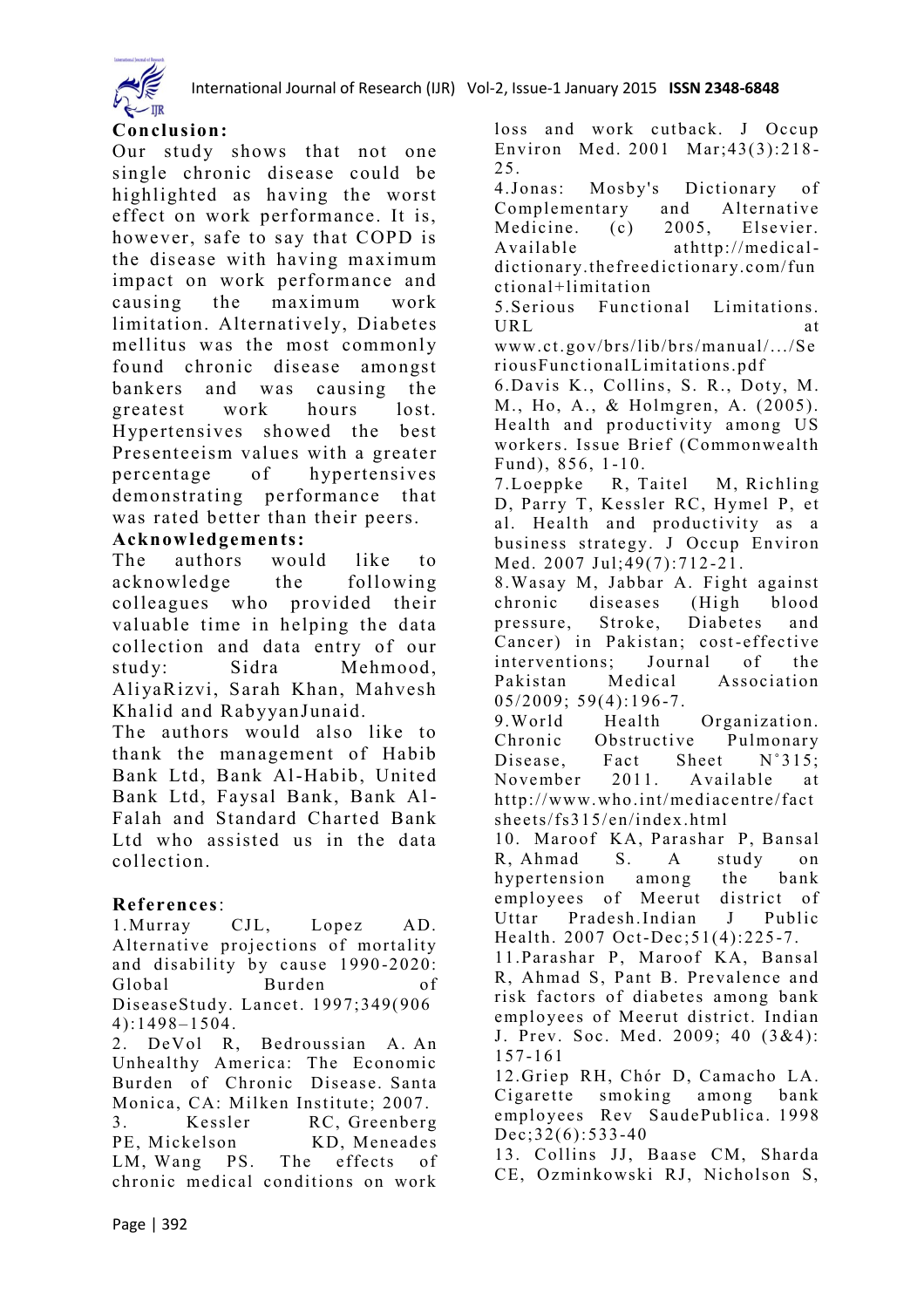## Conclusion:

Our study shows that not one single chronic disease could be highlighted as having the worst effect on work performance. It is, however, safe to say that COPD is the disease with having maximum impact on work performance and causing the maximum work limitation. Alternatively, Diabetes mellitus was the most commonly found chronic disease amongst bankers and was causing the greatest work hours lost. Hypertensives showed the best Presenteeism values with a greater percentage of hypertensives demonstrating performance that was rated better than their peers.

## Acknowledgements:

The authors would like to acknowledge the following colleagues who provided their valuable time in helping the data collection and data entry of our study: Sidra Mehmood, AliyaRizvi, Sarah Khan, Mahvesh Khalid and RabyyanJunaid.

The authors would also like to thank the management of Habib Bank Ltd, Bank Al-Habib, United Bank Ltd, Faysal Bank, Bank Al-Falah and Standard Charted Bank Ltd who assisted us in the data collection.

## References:

1.Murray CJL, Lopez AD. Alternative projections of mortality and disability by cause 1990-2020: Global Burden of DiseaseStudy. Lancet. 1997;349(9064):1498–1504.

2. DeVol R, Bedroussian A. An Unhealthy America: The Economic Burden of Chronic Disease. Santa Monica, CA: Milken Institute; 2007.

3. Kessler RC, Greenberg PE, Mickelson KD, Meneades LM, Wang PS. The effects of chronic medical conditions on work loss and work cutback. J Occup Environ Med. 2001 Mar;43(3):218-25.

4.Jonas: Mosby's Dictionary of Complementary and Alternative Medicine. (c) 2005, Elsevier. Available athttp://medical-dictionary.thefreedictionary.com/functional+limitation

5.Serious Functional Limitations. URL at www.ct.gov/brs/lib/brs/manual/.../SeriousFunctionalLimitations.pdf

6.Davis K., Collins, S. R., Doty, M. M., Ho, A., & Holmgren, A. (2005). Health and productivity among US workers. Issue Brief (Commonwealth Fund), 856, 1-10.

7.Loeppke R, Taitel M, Richling D, Parry T, Kessler RC, Hymel P, et al. Health and productivity as a business strategy. J Occup Environ Med. 2007 Jul;49(7):712-21.

8.Wasay M, Jabbar A. Fight against chronic diseases (High blood pressure, Stroke, Diabetes and Cancer) in Pakistan; cost-effective interventions; Journal of the Pakistan Medical Association 05/2009; 59(4):196-7.

9.World Health Organization. Chronic Obstructive Pulmonary Disease, Fact Sheet N°315; November 2011. Available at http://www.who.int/mediacentre/factsheets/fs315/en/index.html

10. Maroof KA, Parashar P, Bansal R, Ahmad S. A study on hypertension among the bank employees of Meerut district of Uttar Pradesh.Indian J Public Health. 2007 Oct-Dec;51(4):225-7.

11.Parashar P, Maroof KA, Bansal R, Ahmad S, Pant B. Prevalence and risk factors of diabetes among bank employees of Meerut district. Indian J. Prev. Soc. Med. 2009; 40 (3&4): 157-161

12.Griep RH, Chór D, Camacho LA. Cigarette smoking among bank employees Rev SaudePublica. 1998 Dec;32(6):533-40

13. Collins JJ, Baase CM, Sharda CE, Ozminkowski RJ, Nicholson S,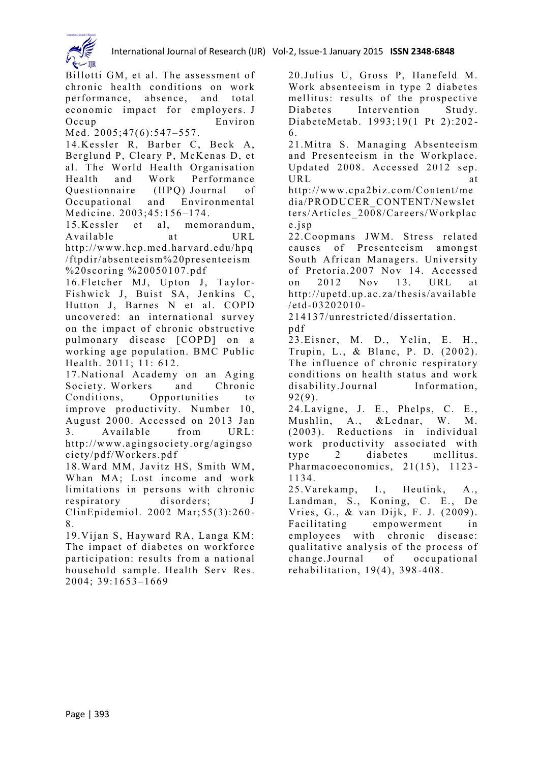Billotti GM, et al. The assessment of chronic health conditions on work performance, absence, and total economic impact for employers. J Occup Environ Med. 2005;47(6):547–557.

14.Kessler R, Barber C, Beck A, Berglund P, Cleary P, McKenas D, et al. The World Health Organisation Health and Work Performance Questionnaire (HPQ) Journal of Occupational and Environmental Medicine. 2003;45:156–174.

15.Kessler et al, memorandum, Available at URL http://www.hcp.med.harvard.edu/hpq/ftpdir/absenteeism%20presenteeism%20scoring %20050107.pdf

16.Fletcher MJ, Upton J, Taylor-Fishwick J, Buist SA, Jenkins C, Hutton J, Barnes N et al. COPD uncovered: an international survey on the impact of chronic obstructive pulmonary disease [COPD] on a working age population. BMC Public Health. 2011; 11: 612.

17.National Academy on an Aging Society. Workers and Chronic Conditions, Opportunities to improve productivity. Number 10, August 2000. Accessed on 2013 Jan 3. Available from URL: http://www.agingsociety.org/agingsociety/pdf/Workers.pdf

18.Ward MM, Javitz HS, Smith WM, Whan MA; Lost income and work limitations in persons with chronic respiratory disorders; J ClinEpidemiol. 2002 Mar;55(3):260-8.

19.Vijan S, Hayward RA, Langa KM: The impact of diabetes on workforce participation: results from a national household sample. Health Serv Res. 2004; 39:1653–1669

20.Julius U, Gross P, Hanefeld M. Work absenteeism in type 2 diabetes mellitus: results of the prospective Diabetes Intervention Study. DiabeteMetab. 1993;19(1 Pt 2):202-6.

21.Mitra S. Managing Absenteeism and Presenteeism in the Workplace. Updated 2008. Accessed 2012 sep. URL at http://www.cpa2biz.com/Content/media/PRODUCER_CONTENT/Newsletters/Articles_2008/Careers/Workplace.jsp

22.Coopmans JWM. Stress related causes of Presenteeism amongst South African Managers. University of Pretoria.2007 Nov 14. Accessed on 2012 Nov 13. URL at http://upetd.up.ac.za/thesis/available/etd-03202010-214137/unrestricted/dissertation.pdf

23.Eisner, M. D., Yelin, E. H., Trupin, L., & Blanc, P. D. (2002). The influence of chronic respiratory conditions on health status and work disability.Journal Information, 92(9).

24.Lavigne, J. E., Phelps, C. E., Mushlin, A., &Lednar, W. M. (2003). Reductions in individual work productivity associated with type 2 diabetes mellitus. Pharmacoeconomics, 21(15), 1123-1134.

25.Varekamp, I., Heutink, A., Landman, S., Koning, C. E., De Vries, G., & van Dijk, F. J. (2009). Facilitating empowerment in employees with chronic disease: qualitative analysis of the process of change.Journal of occupational rehabilitation, 19(4), 398-408.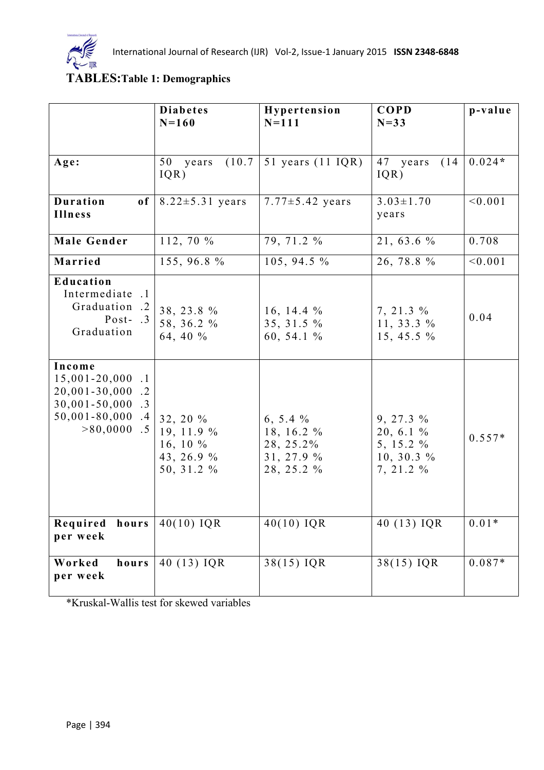# TABLES: Table 1: Demographics

| | Diabetes N=160 | Hypertension N=111 | COPD N=33 | p-value |
|---|---|---|---|---|
| **Age:** | 50 years (10.7 IQR) | 51 years (11 IQR) | 47 years (14 IQR) | 0.024* |
| **Duration of Illness** | 8.22±5.31 years | 7.77±5.42 years | 3.03±1.70 years | <0.001 |
| **Male Gender** | 112, 70 % | 79, 71.2 % | 21, 63.6 % | 0.708 |
| **Married** | 155, 96.8 % | 105, 94.5 % | 26, 78.8 % | <0.001 |
| **Education** | | | | 0.04 |
| Intermediate .1 | 38, 23.8 % | 16, 14.4 % | 7, 21.3 % | |
| Graduation .2 | 58, 36.2 % | 35, 31.5 % | 11, 33.3 % | |
| Post-Graduation .3 | 64, 40 % | 60, 54.1 % | 15, 45.5 % | |
| **Income** | | | | 0.557* |
| 15,001-20,000 .1 | 32, 20 % | 6, 5.4 % | 9, 27.3 % | |
| 20,001-30,000 .2 | 19, 11.9 % | 18, 16.2 % | 20, 6.1 % | |
| 30,001-50,000 .3 | 16, 10 % | 28, 25.2% | 5, 15.2 % | |
| 50,001-80,000 .4 | 43, 26.9 % | 31, 27.9 % | 10, 30.3 % | |
| >80,0000 .5 | 50, 31.2 % | 28, 25.2 % | 7, 21.2 % | |
| **Required hours per week** | 40(10) IQR | 40(10) IQR | 40 (13) IQR | 0.01* |
| **Worked hours per week** | 40 (13) IQR | 38(15) IQR | 38(15) IQR | 0.087* |

*Kruskal-Wallis test for skewed variables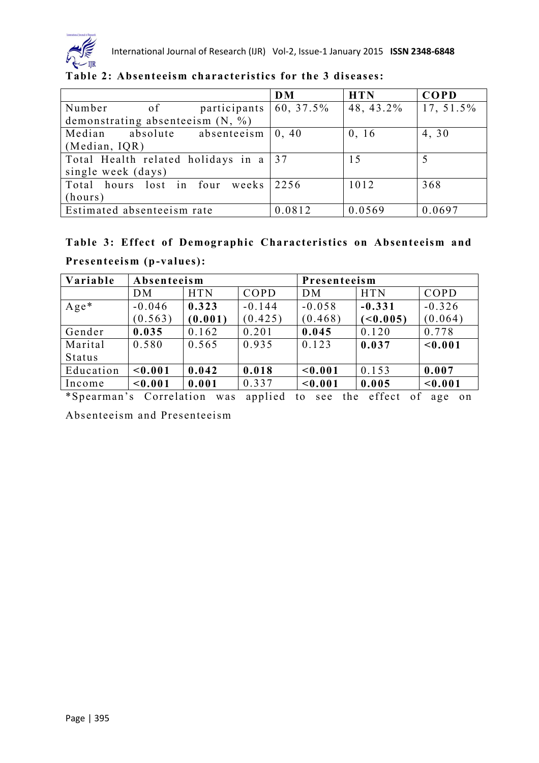**Table 2: Absenteeism characteristics for the 3 diseases:**

| | **DM** | **HTN** | **COPD** |
|---|---|---|---|
| Number of participants demonstrating absenteeism (N, %) | 60, 37.5% | 48, 43.2% | 17, 51.5% |
| Median absolute absenteeism (Median, IQR) | 0, 40 | 0, 16 | 4, 30 |
| Total Health related holidays in a single week (days) | 37 | 15 | 5 |
| Total hours lost in four weeks (hours) | 2256 | 1012 | 368 |
| Estimated absenteeism rate | 0.0812 | 0.0569 | 0.0697 |

**Table 3: Effect of Demographic Characteristics on Absenteeism and Presenteeism (p-values):**

| **Variable** | **Absenteeism** | | | **Presenteeism** | | |
|---|---|---|---|---|---|---|
| | DM | HTN | COPD | DM | HTN | COPD |
| Age* | -0.046 (0.563) | **0.323 (0.001)** | -0.144 (0.425) | -0.058 (0.468) | **-0.331 (<0.005)** | -0.326 (0.064) |
| Gender | **0.035** | 0.162 | 0.201 | **0.045** | 0.120 | 0.778 |
| Marital Status | 0.580 | 0.565 | 0.935 | 0.123 | **0.037** | **<0.001** |
| Education | **<0.001** | **0.042** | **0.018** | **<0.001** | 0.153 | **0.007** |
| Income | **<0.001** | **0.001** | 0.337 | **<0.001** | **0.005** | **<0.001** |

*Spearman's Correlation was applied to see the effect of age on Absenteeism and Presenteeism